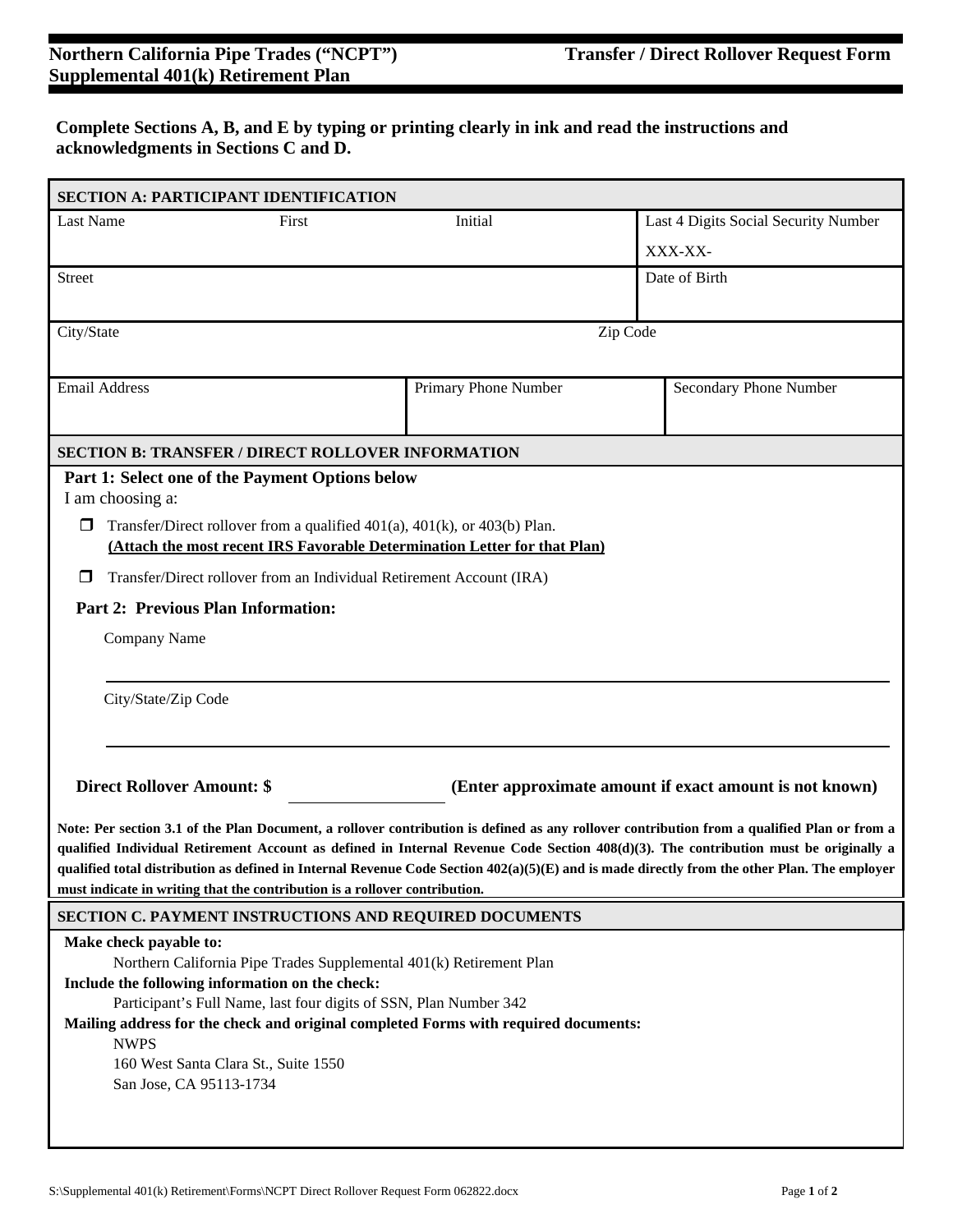**Northern California Pipe Trades ("NCPT") Supplemental 401(k) Retirement Plan** — **Transfer / Direct Rollover Request Form**

**Complete Sections A, B, and E by typing or printing clearly in ink and read the instructions and acknowledgments in Sections C and D.**

## SECTION A: PARTICIPANT IDENTIFICATION

| Last Name | First | Initial | Last 4 Digits Social Security Number XXX-XX- |
|---|---|---|---|
| Street | | | Date of Birth |
| City/State | | Zip Code | |
| Email Address | Primary Phone Number | | Secondary Phone Number |

## SECTION B: TRANSFER / DIRECT ROLLOVER INFORMATION

**Part 1: Select one of the Payment Options below**

I am choosing a:

- ☐ Transfer/Direct rollover from a qualified 401(a), 401(k), or 403(b) Plan. **(Attach the most recent IRS Favorable Determination Letter for that Plan)**
- ☐ Transfer/Direct rollover from an Individual Retirement Account (IRA)

**Part 2: Previous Plan Information:**

Company Name ______________________________

City/State/Zip Code ______________________________

**Direct Rollover Amount: $** ____________ **(Enter approximate amount if exact amount is not known)**

**Note: Per section 3.1 of the Plan Document, a rollover contribution is defined as any rollover contribution from a qualified Plan or from a qualified Individual Retirement Account as defined in Internal Revenue Code Section 408(d)(3). The contribution must be originally a qualified total distribution as defined in Internal Revenue Code Section 402(a)(5)(E) and is made directly from the other Plan. The employer must indicate in writing that the contribution is a rollover contribution.**

## SECTION C. PAYMENT INSTRUCTIONS AND REQUIRED DOCUMENTS

**Make check payable to:**

Northern California Pipe Trades Supplemental 401(k) Retirement Plan

**Include the following information on the check:**

Participant's Full Name, last four digits of SSN, Plan Number 342

**Mailing address for the check and original completed Forms with required documents:**

NWPS
160 West Santa Clara St., Suite 1550
San Jose, CA 95113-1734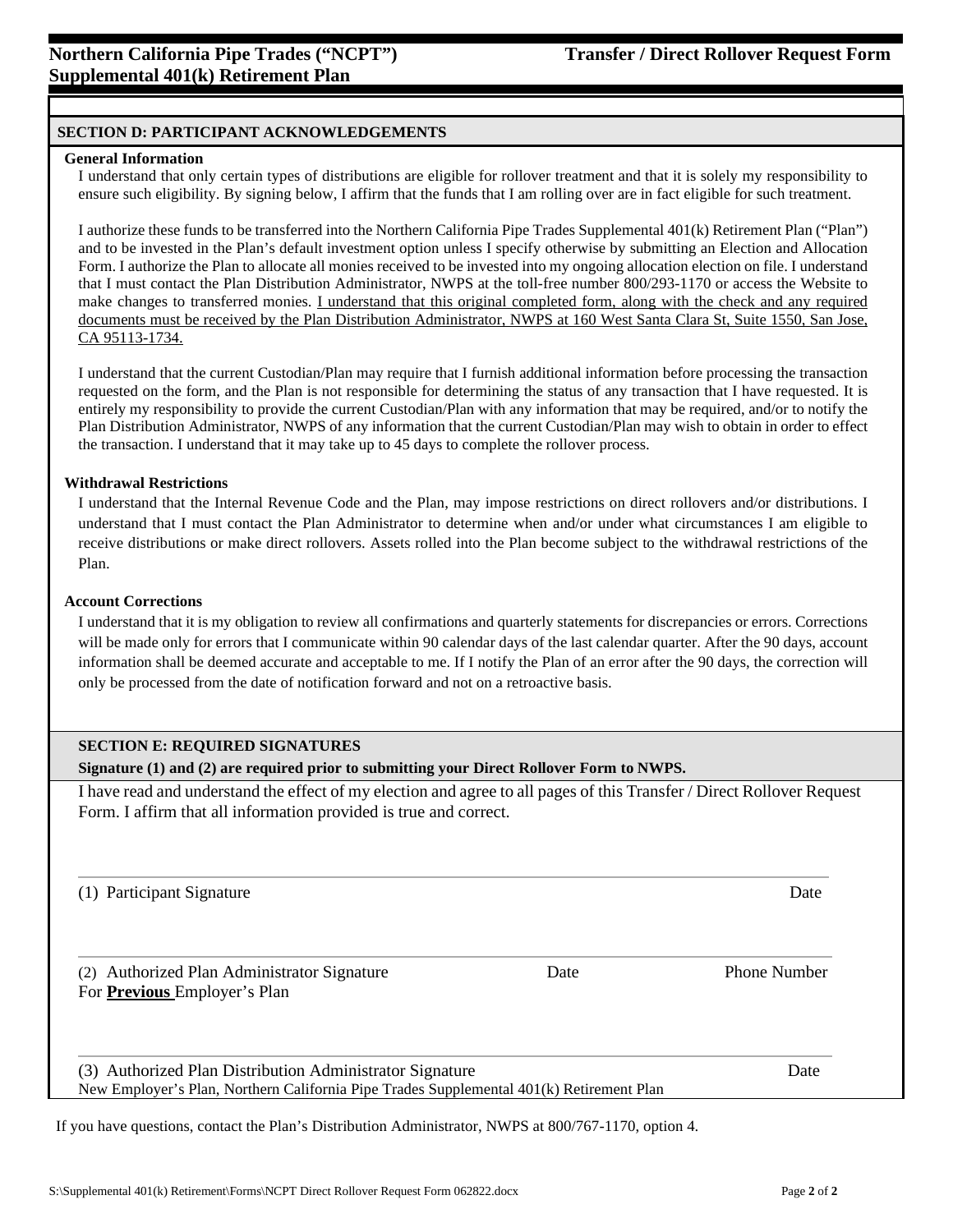## SECTION D: PARTICIPANT ACKNOWLEDGEMENTS

**General Information**

I understand that only certain types of distributions are eligible for rollover treatment and that it is solely my responsibility to ensure such eligibility. By signing below, I affirm that the funds that I am rolling over are in fact eligible for such treatment.

I authorize these funds to be transferred into the Northern California Pipe Trades Supplemental 401(k) Retirement Plan ("Plan") and to be invested in the Plan's default investment option unless I specify otherwise by submitting an Election and Allocation Form. I authorize the Plan to allocate all monies received to be invested into my ongoing allocation election on file. I understand that I must contact the Plan Distribution Administrator, NWPS at the toll-free number 800/293-1170 or access the Website to make changes to transferred monies. <u>I understand that this original completed form, along with the check and any required documents must be received by the Plan Distribution Administrator, NWPS at 160 West Santa Clara St, Suite 1550, San Jose, CA 95113-1734.</u>

I understand that the current Custodian/Plan may require that I furnish additional information before processing the transaction requested on the form, and the Plan is not responsible for determining the status of any transaction that I have requested. It is entirely my responsibility to provide the current Custodian/Plan with any information that may be required, and/or to notify the Plan Distribution Administrator, NWPS of any information that the current Custodian/Plan may wish to obtain in order to effect the transaction. I understand that it may take up to 45 days to complete the rollover process.

**Withdrawal Restrictions**

I understand that the Internal Revenue Code and the Plan, may impose restrictions on direct rollovers and/or distributions. I understand that I must contact the Plan Administrator to determine when and/or under what circumstances I am eligible to receive distributions or make direct rollovers. Assets rolled into the Plan become subject to the withdrawal restrictions of the Plan.

**Account Corrections**

I understand that it is my obligation to review all confirmations and quarterly statements for discrepancies or errors. Corrections will be made only for errors that I communicate within 90 calendar days of the last calendar quarter. After the 90 days, account information shall be deemed accurate and acceptable to me. If I notify the Plan of an error after the 90 days, the correction will only be processed from the date of notification forward and not on a retroactive basis.

## SECTION E: REQUIRED SIGNATURES

**Signature (1) and (2) are required prior to submitting your Direct Rollover Form to NWPS.**

I have read and understand the effect of my election and agree to all pages of this Transfer / Direct Rollover Request Form. I affirm that all information provided is true and correct.

\_\_\_\_\_\_\_\_\_\_\_\_\_\_\_\_\_\_\_\_\_\_\_\_\_\_\_\_\_\_\_\_\_\_\_\_\_\_\_\_\_\_\_\_\_\_\_\_\_\_\_\_\_\_\_\_\_\_\_\_

(1) Participant Signature Date

\_\_\_\_\_\_\_\_\_\_\_\_\_\_\_\_\_\_\_\_\_\_\_\_\_\_\_\_\_\_\_\_\_\_\_\_\_\_\_\_\_\_\_\_\_\_\_\_\_\_\_\_\_\_\_\_\_\_\_\_

(2) Authorized Plan Administrator Signature Date Phone Number
For <u>**Previous**</u> Employer's Plan

\_\_\_\_\_\_\_\_\_\_\_\_\_\_\_\_\_\_\_\_\_\_\_\_\_\_\_\_\_\_\_\_\_\_\_\_\_\_\_\_\_\_\_\_\_\_\_\_\_\_\_\_\_\_\_\_\_\_\_\_

(3) Authorized Plan Distribution Administrator Signature Date
New Employer's Plan, Northern California Pipe Trades Supplemental 401(k) Retirement Plan

If you have questions, contact the Plan's Distribution Administrator, NWPS at 800/767-1170, option 4.